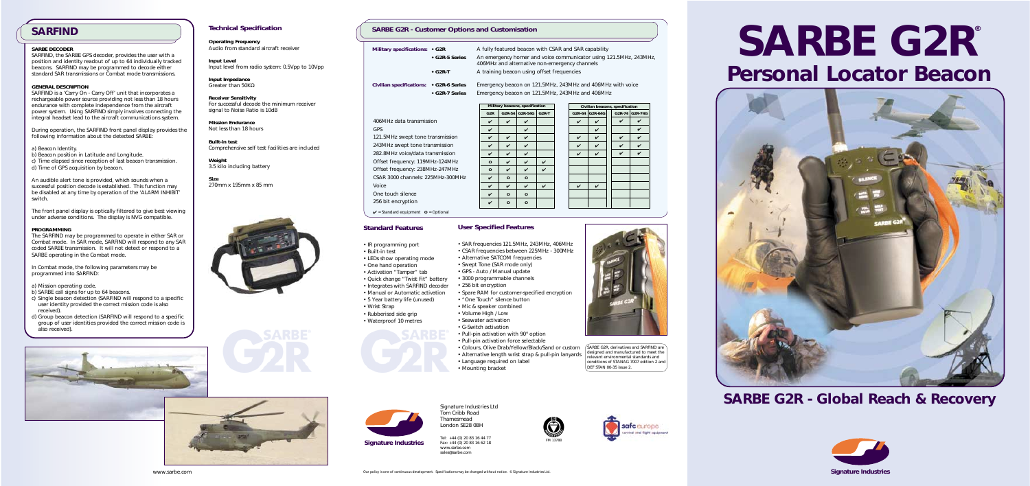## SARFIND

**SARBE DECODER**

SARFIND, the SARBE GPS decoder, provides the user with a position and identity readout of up to 64 individually tracked beacons. SARFIND may be programmed to decode either standard SAR transmissions or Combat mode transmissions.

**GENERAL DESCRIPTION**

SARFIND is a 'Carry On - Carry Off' unit that incorporates a rechargeable power source providing not less than 18 hours endurance with complete independence from the aircraft power system. Using SARFIND simply involves connecting the integral headset lead to the aircraft communications system.

During operation, the SARFIND front panel display provides the following information about the detected SARBE:

a) Beacon Identity.
b) Beacon position in Latitude and Longitude.
c) Time elapsed since reception of last beacon transmission.
d) Time of GPS acquisition by beacon.

An audible alert tone is provided, which sounds when a successful position decode is established. This function may be disabled at any time by operation of the 'ALARM INHIBIT' switch.

The front panel display is optically filtered to give best viewing under adverse conditions. The display is NVG compatible.

**PROGRAMMING**

The SARFIND may be programmed to operate in either SAR or Combat mode. In SAR mode, SARFIND will respond to any SAR coded SARBE transmission. It will not detect or respond to a SARBE operating in the Combat mode.

In Combat mode, the following parameters may be programmed into SARFIND:

a) Mission operating code.
b) SARBE call signs for up to 64 beacons.
c) Single beacon detection (SARFIND will respond to a specific user identity provided the correct mission code is also received).
d) Group beacon detection (SARFIND will respond to a specific group of user identities provided the correct mission code is also received).

### Technical Specification

**Operating Frequency**
Audio from standard aircraft receiver

**Input Level**
Input level from radio system: 0.5Vpp to 10Vpp

**Input Impedance**
Greater than 50KΩ

**Receiver Sensitivity**
For successful decode the minimum receiver signal to Noise Ratio is 10dB

**Mission Endurance**
Not less than 18 hours

**Built-in test**
Comprehensive self test facilities are included

**Weight**
3.5 kilo including battery

**Size**
270mm x 195mm x 85 mm

## SARBE G2R - Customer Options and Customisation

**Military specifications:**
- **G2R** — A fully featured beacon with CSAR and SAR capability
- **G2R-5 Series** — An emergency homer and voice communicator using 121.5MHz, 243MHz, 406MHz and alternative non-emergency channels
- **G2R-T** — A training beacon using offset frequencies

**Civilian specifications:**
- **G2R-6 Series** — Emergency beacon on 121.5MHz, 243MHz and 406MHz with voice
- **G2R-7 Series** — Emergency beacon on 121.5MHz, 243MHz and 406MHz

| | Military beacons, specification | | | | Civilian beacons, specification | | | |
|---|---|---|---|---|---|---|---|---|
| | G2R | G2R-54 | G2R-54G | G2R-T | G2R-64 | G2R-64G | G2R-74 | G2R-74G |
| 406MHz data transmission | ✔ | ✔ | ✔ | | ✔ | ✔ | ✔ | ✔ |
| GPS | ✔ | | ✔ | | | ✔ | | ✔ |
| 121.5MHz swept tone transmission | ✔ | ✔ | ✔ | | ✔ | ✔ | ✔ | ✔ |
| 243MHz swept tone transmission | ✔ | ✔ | ✔ | | ✔ | ✔ | ✔ | ✔ |
| 282.8MHz voice/data transmission | ✔ | ✔ | ✔ | | ✔ | ✔ | ✔ | ✔ |
| Offset frequency: 119MHz-124MHz | o | ✔ | ✔ | ✔ | | | | |
| Offset frequency: 238MHz-247MHz | o | ✔ | ✔ | ✔ | | | | |
| CSAR 3000 channels: 225MHz-300MHz | ✔ | o | o | | | | | |
| Voice | ✔ | ✔ | ✔ | ✔ | ✔ | ✔ | | |
| One touch silence | ✔ | o | o | | | | | |
| 256 bit encryption | ✔ | o | o | | | | | |

✔ = Standard equipment o = Optional

### Standard Features

- IR programming port
- Built-in test
- LEDs show operating mode
- One hand operation
- Activation "Tamper" tab
- Quick change "Twist Fit" battery
- Integrates with SARFIND decoder
- Manual or Automatic activation
- 5 Year battery life (unused)
- Wrist Strap
- Rubberised side grip
- Waterproof 10 metres

### User Specified Features

- SAR frequencies 121.5MHz, 243MHz, 406MHz
- CSAR frequencies between 225MHz - 300MHz
- Alternative SATCOM frequencies
- Swept Tone (SAR mode only)
- GPS - Auto / Manual update
- 3000 programmable channels
- 256 bit encryption
- Spare RAM for customer-specified encryption
- "One Touch" silence button
- Mic & speaker combined
- Volume High / Low
- Seawater activation
- G-Switch activation
- Pull-pin activation with 90° option
- Pull-pin activation force selectable
- Colours, Olive Drab/Yellow/Black/Sand or custom
- Alternative length wrist strap & pull-pin lanyards
- Language required on label
- Mounting bracket

SARBE G2R, derivatives and SARFIND are designed and manufactured to meet the relevant environmental standards and conditions of STANAG 7007 edition 2 and DEF STAN 00-35 issue 2.

Signature Industries Ltd
Tom Cribb Road
Thamesmead
London SE28 0BH

Tel: +44 (0) 20 83 16 44 77
Fax: +44 (0) 20 83 16 62 18
www.sarbe.com
sales@sarbe.com

FM 13780

www.sarbe.com

Our policy is one of continuous development. Specifications may be changed without notice. © Signature Industries Ltd.

# SARBE G2R®

## Personal Locator Beacon

## SARBE G2R - Global Reach & Recovery

Signature Industries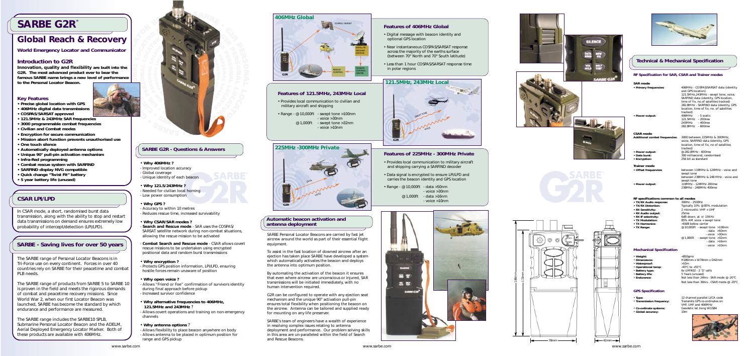# SARBE G2R®

## Global Reach & Recovery

**World Emergency Locator and Communicator**

### Introduction to G2R

**Innovation, quality and flexibility are built into the G2R. The most advanced product ever to bear the famous SARBE name brings a new level of performance to the Personal Locator Beacon.**

### Key Features

- **Precise global location with GPS**
- **406MHz digital data transmissions**
- **COSPAS/SARSAT approved**
- **121.5MHz & 243MHz SAR frequencies**
- **3000 programmable combat frequencies**
- **Civilian and Combat modes**
- **Encryption for secure communication**
- **Mission abort function prevents unauthorised use**
- **One touch silence**
- **Automatically deployed antenna options**
- **Unique 90° pull-pin activation mechanism**
- **Infra-Red programming**
- **Combat rescue system with SARFIND**
- **SARFIND display NVG compatible**
- **Quick change "Twist Fit" battery**
- **5 year battery life (unused)**

## CSAR LPI/LPD

In CSAR mode, a short, randomised burst data transmission, along with the ability to stop and restart data transmissions on demand ensures extremely low probability of intercept/detection (LPI/LPD).

## SARBE - Saving lives for over 50 years

The SARBE range of Personal Locator Beacons is in Tri-Force use on every continent. Forces in over 40 countries rely on SARBE for their peacetime and combat PLB needs.

The SARBE range of products from SARBE 5 to SARBE 10 is proven in the field and meets the rigorous demands of combat and peacetime recovery missions. Since World War 2, when our first Locator Beacon was launched, SARBE has become the standard by which endurance and performance are measured.

The SARBE range includes the SARBE10 SPLB, Submarine Personal Locator Beacon and the ADELM, Aerial Deployed Emergency Locator Marker. Both of these products are available with 406MHz.

## SARBE G2R - Questions & Answers

- **Why 406MHz ?**
  - Improved location accuracy
  - Global coverage
  - Unique identity of each beacon
- **Why 121.5/243MHz ?**
  - Needed for civilian local homing
  - Low power consumption
- **Why GPS ?**
  - Accuracy to within 10 metres
  - Reduces rescue time, increased survivability
- **Why CSAR/SAR modes ?**
  - **Search and Rescue mode** - SAR uses the COSPAS/SARSAT satellite network during non-combat situations, allowing the rescue mission to be activated
  - **Combat Search and Rescue mode** - CSAR allows covert rescue missions to be undertaken using encrypted positional data and random burst transmissions
- **Why encryption ?**
  - Protects GPS position information, LPI/LPD, ensuring hostile forces remain unaware of position
- **Why open voice ?**
  - Allows "Friend or Foe" confirmation of survivors identity during final approach before pickup
  - Increased survivor confidence
- **Why alternative frequencies to 406MHz, 121.5MHz and 243MHz ?**
  - Allows covert operations and training on non-emergency channels
- **Why antenna options ?**
  - Allows flexibility to place beacon anywhere on body
  - Allows antenna to be placed in optimum position for range and GPS pickup

## 406MHz Global

COSPAS/SARSAT
SATELLITE GROUND STATION
MISSION CONTROL CENTRE
RESCUE CONTROL
G2R

### Features of 406MHz Global

- Digital message with beacon identity and optional GPS location
- Near instantaneous COSPAS/SARSAT response across the majority of the earths surface (between 70° North and 70° South latitude)
- Less than 1 hour COSPAS/SARSAT response time in polar regions

## 121.5MHz, 243MHz Local

SWEPT TONE
VOICE
G2R

### Features of 121.5MHz, 243MHz Local

- Provides local communication to civilian and military aircraft and shipping
- Range - @ 10,000ft - swept tone >100nm
  - voice >30nm
  - @ 1,000ft - swept tone >32nm
  - voice >10nm

## 225MHz -300MHz Private

DATA
VOICE
G2R

### Features of 225MHz - 300MHz Private

- Provides local communication to military aircraft and shipping carrying a SARFIND decoder
- Data signal is encrypted to ensure LPI/LPD and carries the beacon identity and GPS location
- Range - @ 10,000ft - data >50nm
  - voice >30nm
  - @ 1,000ft - data >16nm
  - voice >10nm

### Automatic beacon activation and antenna deployment

SARBE Personal Locator Beacons are carried by fast jet aircrew around the world as part of their essential flight equipment.

To assist in the fast location of downed aircrew after an ejection has taken place SARBE have developed a system which automatically activates the beacon and deploys the antenna into optimum position.

By automating the activation of the beacon it ensures that even where aircrew are unconscious or injured, SAR transmissions will be initiated immediately, with no human intervention required.

G2R can be configured to operate with any ejection seat mechanism and the unique 90° activation pull-pin ensures total flexibility when positioning the beacon on the aircrew. Antenna can be tailored and supplied ready for mounting on any life preserver.

SARBE's team of engineers have a wealth of experience in resolving complex issues relating to antenna deployment and performance. Our problem solving skills in this area are un-paralleled within the field of Search and Rescue Beacons.

186mm
172mm
78mm
42mm

## Technical & Mechanical Specification

### RF Specification for SAR, CSAR and Trainer modes

**SAR mode**

| | |
|---|---|
| • Primary frequencies: | 406MHz - COSPAS/SARSAT data (identity and GPS location)<br>121.5MHz,243MHz - swept tone, voice, SARFIND data (identity, GPS location, time of fix, no.of satellites tracked)<br>282.8MHz - SARFIND data (identity, GPS location, time of fix, no. of satellites tracked) |
| • Power output: | 406MHz - 5 watts<br>121.5MHz - 200mw<br>243MHz - 400mw<br>282.8MHz - 600mw |

**CSAR mode**

| | |
|---|---|
| Additional combat frequencies: | 3000 between 225MHz & 300MHz, voice, SARFIND data (identity, GPS location, time of fix, no. of satellites tracked) |
| • Power output: | @ 282.8MHz - 600mw |
| • Data burst: | 300 millisecond, randomised |
| • Encryption: | 256 bit as standard |

**Trainer mode**

| | |
|---|---|
| • Offset frequencies: | between 119MHz & 124MHz - voice and swept tone<br>between 238MHz & 248 MHz - voice and swept tone |
| • Power output: | 119MHz - 124MHz 200mw<br>238MHz - 248MHz 400mw |

**RF specifications common to all modes**

| | |
|---|---|
| • TX/RX Audio response: | 300Hz - 2500Hz |
| • TX/RX Distortion: | Typically 10% @ 85% modulation |
| • RX Sensitivity: | 2 microvolts -VHF + UHF |
| • RX Audio output: | 25mw |
| • RX IF selectivity: | 6dB down, at +/- 15KHz |
| • TX Modulation: | 85% AM voice + swept tone |
| • TX Harmonics: | -40dB below carrier |
| • TX Range: | @ 10,000ft - swept tone >100nm<br>- data >50nm<br>- voice >30nm<br>@ 1,000ft - swept tone >32nm<br>- data >16nm<br>- voice >10nm |

### Mechanical Specification

| | |
|---|---|
| • Weight: | <850gms |
| • Dimensions: | H186mm x W78mm x D42mm |
| • Waterproof: | >10m |
| • Operational temp: | -40°C to +55°C |
| • Battery type: | 6v LiMNO2 - 2 'D' cells |
| • Battery life: | 5 Years (unused) |
| • Endurance: | Not less than 24hrs - SAR mode @ -20°C<br>Not less than 36hrs - CSAR mode @ -20°C |

### GPS Specification

| | |
|---|---|
| • Type: | 12 channel parallel L1/CA code |
| • Transmission frequency: | Transmits GPS co-ordinates on VHF, UHF and 406MHz |
| • Co-ordinate systems: | Geodetic lat /long WGS84 |
| • Global accuracy: | 10m |

www.sarbe.com